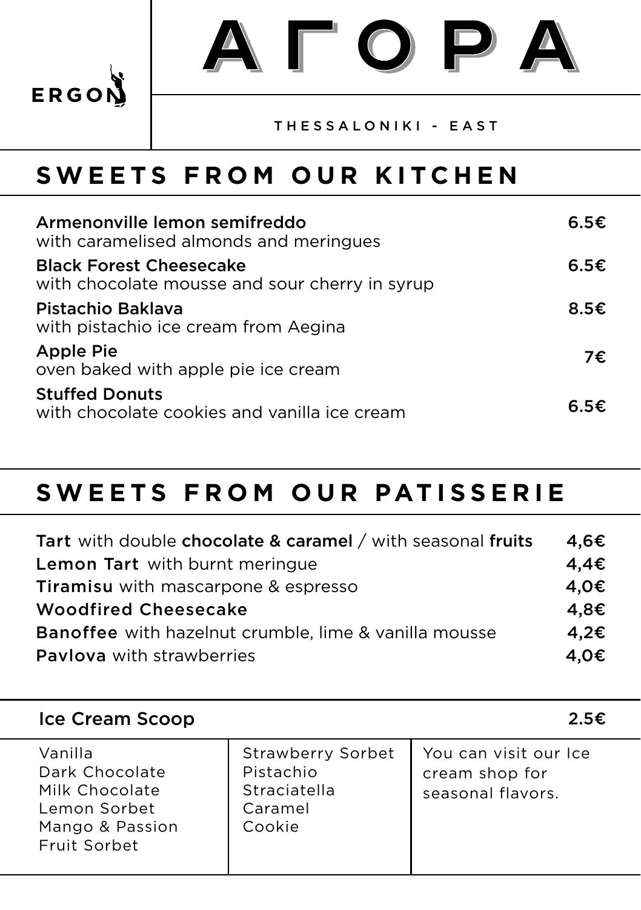ERGON

# ΑΓΟΡΑ

THESSALONIKI - EAST

## SWEETS FROM OUR KITCHEN

| Item | Price |
|---|---|
| **Armenonville lemon semifreddo** with caramelised almonds and meringues | 6.5€ |
| **Black Forest Cheesecake** with chocolate mousse and sour cherry in syrup | 6.5€ |
| **Pistachio Baklava** with pistachio ice cream from Aegina | 8.5€ |
| **Apple Pie** oven baked with apple pie ice cream | 7€ |
| **Stuffed Donuts** with chocolate cookies and vanilla ice cream | 6.5€ |

## SWEETS FROM OUR PATISSERIE

| Item | Price |
|---|---|
| **Tart** with double **chocolate & caramel** / with seasonal **fruits** | 4,6€ |
| **Lemon Tart** with burnt meringue | 4,4€ |
| **Tiramisu** with mascarpone & espresso | 4,0€ |
| **Woodfired Cheesecake** | 4,8€ |
| **Banoffee** with hazelnut crumble, lime & vanilla mousse | 4,2€ |
| **Pavlova** with strawberries | 4,0€ |

## Ice Cream Scoop 2.5€

| | | |
|---|---|---|
| Vanilla<br>Dark Chocolate<br>Milk Chocolate<br>Lemon Sorbet<br>Mango & Passion Fruit Sorbet | Strawberry Sorbet<br>Pistachio<br>Straciatella<br>Caramel<br>Cookie | You can visit our Ice cream shop for seasonal flavors. |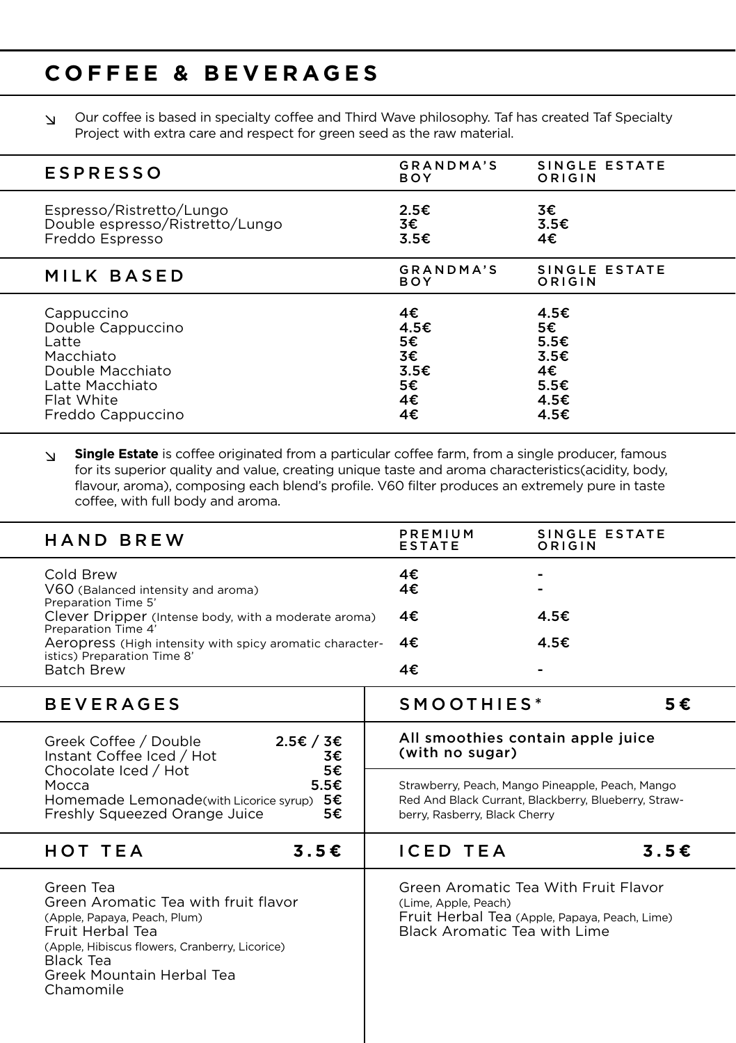# COFFEE & BEVERAGES

↘ Our coffee is based in specialty coffee and Third Wave philosophy. Taf has created Taf Specialty Project with extra care and respect for green seed as the raw material.

| ESPRESSO | GRANDMA'S BOY | SINGLE ESTATE ORIGIN |
|---|---|---|
| Espresso/Ristretto/Lungo | 2.5€ | 3€ |
| Double espresso/Ristretto/Lungo | 3€ | 3.5€ |
| Freddo Espresso | 3.5€ | 4€ |

| MILK BASED | GRANDMA'S BOY | SINGLE ESTATE ORIGIN |
|---|---|---|
| Cappuccino | 4€ | 4.5€ |
| Double Cappuccino | 4.5€ | 5€ |
| Latte | 5€ | 5.5€ |
| Macchiato | 3€ | 3.5€ |
| Double Macchiato | 3.5€ | 4€ |
| Latte Macchiato | 5€ | 5.5€ |
| Flat White | 4€ | 4.5€ |
| Freddo Cappuccino | 4€ | 4.5€ |

↘ **Single Estate** is coffee originated from a particular coffee farm, from a single producer, famous for its superior quality and value, creating unique taste and aroma characteristics(acidity, body, flavour, aroma), composing each blend's profile. V60 filter produces an extremely pure in taste coffee, with full body and aroma.

| HAND BREW | PREMIUM ESTATE | SINGLE ESTATE ORIGIN |
|---|---|---|
| Cold Brew | 4€ | - |
| V60 (Balanced intensity and aroma) Preparation Time 5' | 4€ | - |
| Clever Dripper (Intense body, with a moderate aroma) Preparation Time 4' | 4€ | 4.5€ |
| Aeropress (High intensity with spicy aromatic characteristics) Preparation Time 8' | 4€ | 4.5€ |
| Batch Brew | 4€ | - |

## BEVERAGES

| | |
|---|---|
| Greek Coffee / Double | 2.5€ / 3€ |
| Instant Coffee Iced / Hot | 3€ |
| Chocolate Iced / Hot | 5€ |
| Mocca | 5.5€ |
| Homemade Lemonade(with Licorice syrup) | 5€ |
| Freshly Squeezed Orange Juice | 5€ |

## SMOOTHIES* 5€

All smoothies contain apple juice (with no sugar)

Strawberry, Peach, Mango Pineapple, Peach, Mango Red And Black Currant, Blackberry, Blueberry, Strawberry, Rasberry, Black Cherry

## HOT TEA 3.5€

Green Tea
Green Aromatic Tea with fruit flavor (Apple, Papaya, Peach, Plum)
Fruit Herbal Tea (Apple, Hibiscus flowers, Cranberry, Licorice)
Black Tea
Greek Mountain Herbal Tea
Chamomile

## ICED TEA 3.5€

Green Aromatic Tea With Fruit Flavor (Lime, Apple, Peach)
Fruit Herbal Tea (Apple, Papaya, Peach, Lime)
Black Aromatic Tea with Lime